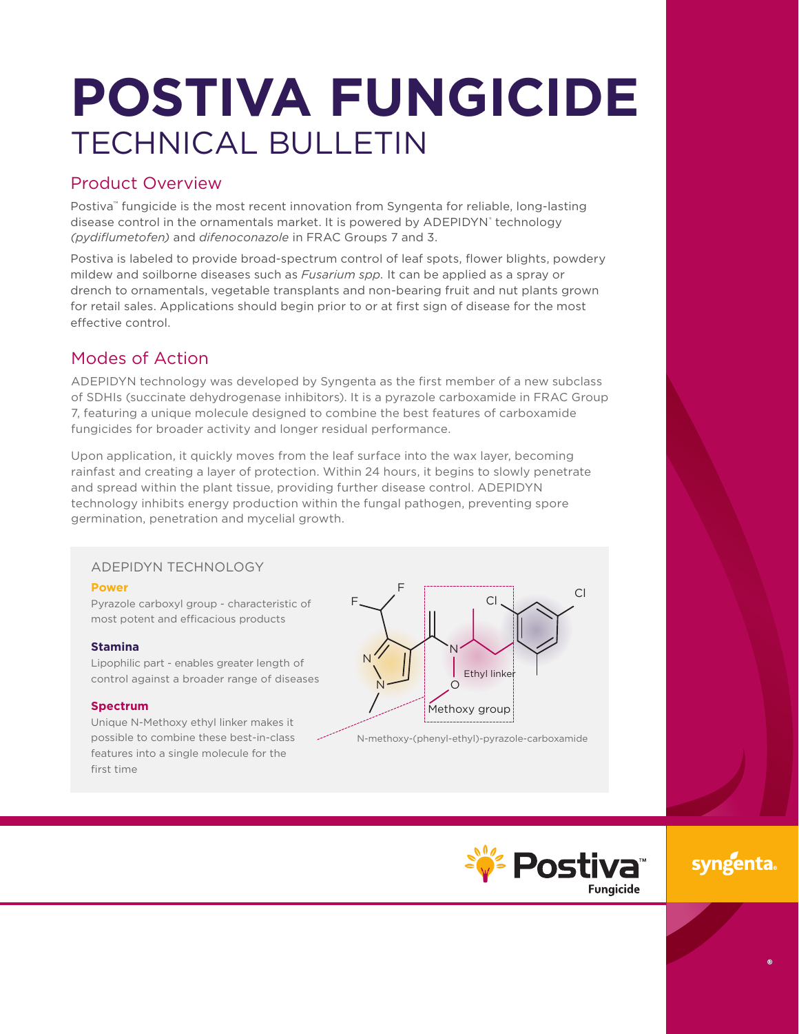# POSTIVA FUNGICIDE
## TECHNICAL BULLETIN

### Product Overview

Postiva™ fungicide is the most recent innovation from Syngenta for reliable, long-lasting disease control in the ornamentals market. It is powered by ADEPIDYN® technology *(pydiflumetofen)* and *difenoconazole* in FRAC Groups 7 and 3.

Postiva is labeled to provide broad-spectrum control of leaf spots, flower blights, powdery mildew and soilborne diseases such as *Fusarium spp.* It can be applied as a spray or drench to ornamentals, vegetable transplants and non-bearing fruit and nut plants grown for retail sales. Applications should begin prior to or at first sign of disease for the most effective control.

### Modes of Action

ADEPIDYN technology was developed by Syngenta as the first member of a new subclass of SDHIs (succinate dehydrogenase inhibitors). It is a pyrazole carboxamide in FRAC Group 7, featuring a unique molecule designed to combine the best features of carboxamide fungicides for broader activity and longer residual performance.

Upon application, it quickly moves from the leaf surface into the wax layer, becoming rainfast and creating a layer of protection. Within 24 hours, it begins to slowly penetrate and spread within the plant tissue, providing further disease control. ADEPIDYN technology inhibits energy production within the fungal pathogen, preventing spore germination, penetration and mycelial growth.

#### ADEPIDYN TECHNOLOGY

**Power**

Pyrazole carboxyl group - characteristic of most potent and efficacious products

**Stamina**

Lipophilic part - enables greater length of control against a broader range of diseases

**Spectrum**

Unique N-Methoxy ethyl linker makes it possible to combine these best-in-class features into a single molecule for the first time

Ethyl linker

Methoxy group

N-methoxy-(phenyl-ethyl)-pyrazole-carboxamide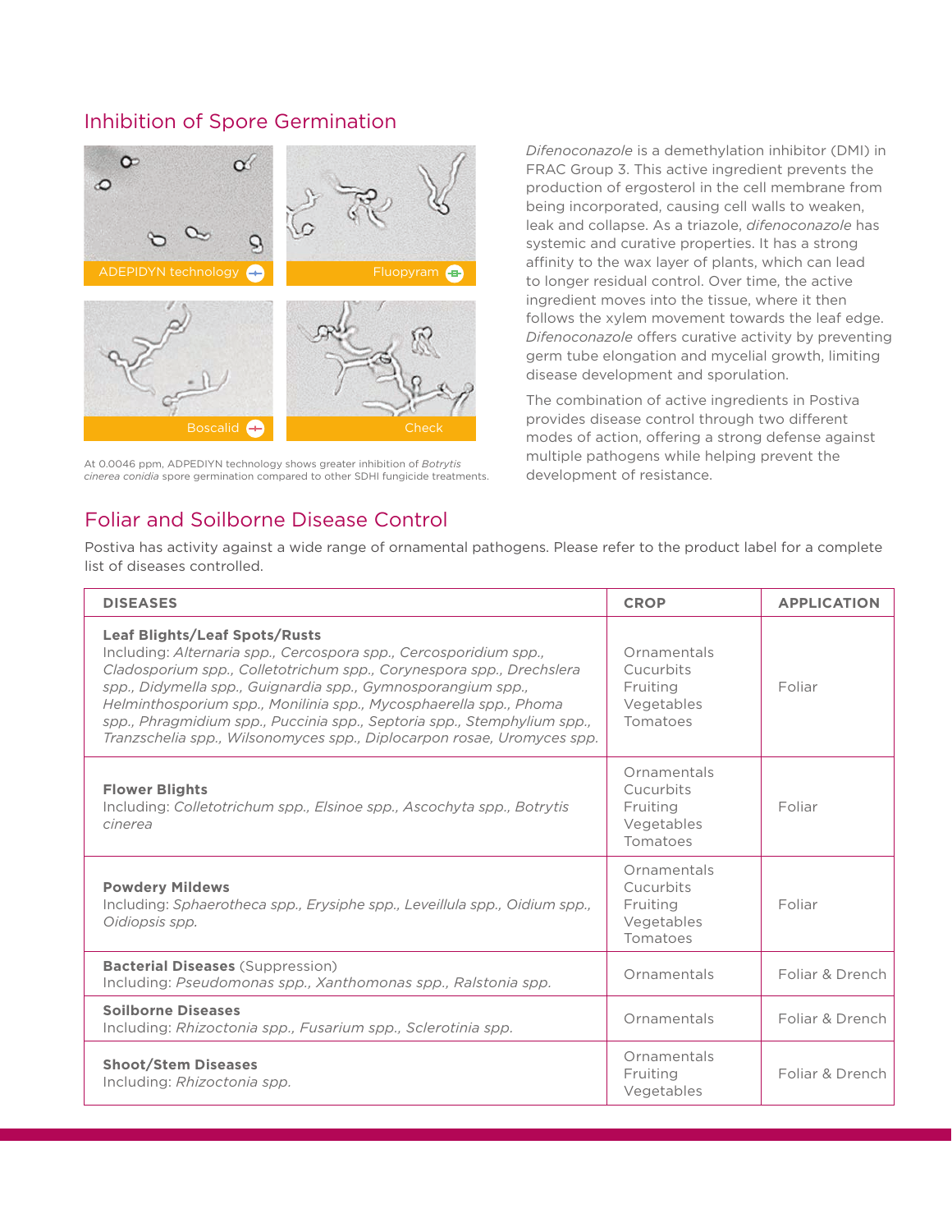## Inhibition of Spore Germination

ADEPIDYN technology

Fluopyram

Boscalid

Check

At 0.0046 ppm, ADPEDIYN technology shows greater inhibition of *Botrytis cinerea conidia* spore germination compared to other SDHI fungicide treatments.

*Difenoconazole* is a demethylation inhibitor (DMI) in FRAC Group 3. This active ingredient prevents the production of ergosterol in the cell membrane from being incorporated, causing cell walls to weaken, leak and collapse. As a triazole, *difenoconazole* has systemic and curative properties. It has a strong affinity to the wax layer of plants, which can lead to longer residual control. Over time, the active ingredient moves into the tissue, where it then follows the xylem movement towards the leaf edge. *Difenoconazole* offers curative activity by preventing germ tube elongation and mycelial growth, limiting disease development and sporulation.

The combination of active ingredients in Postiva provides disease control through two different modes of action, offering a strong defense against multiple pathogens while helping prevent the development of resistance.

## Foliar and Soilborne Disease Control

Postiva has activity against a wide range of ornamental pathogens. Please refer to the product label for a complete list of diseases controlled.

| DISEASES | CROP | APPLICATION |
|---|---|---|
| **Leaf Blights/Leaf Spots/Rusts**<br>Including: *Alternaria spp., Cercospora spp., Cercosporidium spp., Cladosporium spp., Colletotrichum spp., Corynespora spp., Drechslera spp., Didymella spp., Guignardia spp., Gymnosporangium spp., Helminthosporium spp., Monilinia spp., Mycosphaerella spp., Phoma spp., Phragmidium spp., Puccinia spp., Septoria spp., Stemphylium spp., Tranzschelia spp., Wilsonomyces spp., Diplocarpon rosae, Uromyces spp.* | Ornamentals<br>Cucurbits<br>Fruiting<br>Vegetables<br>Tomatoes | Foliar |
| **Flower Blights**<br>Including: *Colletotrichum spp., Elsinoe spp., Ascochyta spp., Botrytis cinerea* | Ornamentals<br>Cucurbits<br>Fruiting<br>Vegetables<br>Tomatoes | Foliar |
| **Powdery Mildews**<br>Including: *Sphaerotheca spp., Erysiphe spp., Leveillula spp., Oidium spp., Oidiopsis spp.* | Ornamentals<br>Cucurbits<br>Fruiting<br>Vegetables<br>Tomatoes | Foliar |
| **Bacterial Diseases** (Suppression)<br>Including: *Pseudomonas spp., Xanthomonas spp., Ralstonia spp.* | Ornamentals | Foliar & Drench |
| **Soilborne Diseases**<br>Including: *Rhizoctonia spp., Fusarium spp., Sclerotinia spp.* | Ornamentals | Foliar & Drench |
| **Shoot/Stem Diseases**<br>Including: *Rhizoctonia spp.* | Ornamentals<br>Fruiting<br>Vegetables | Foliar & Drench |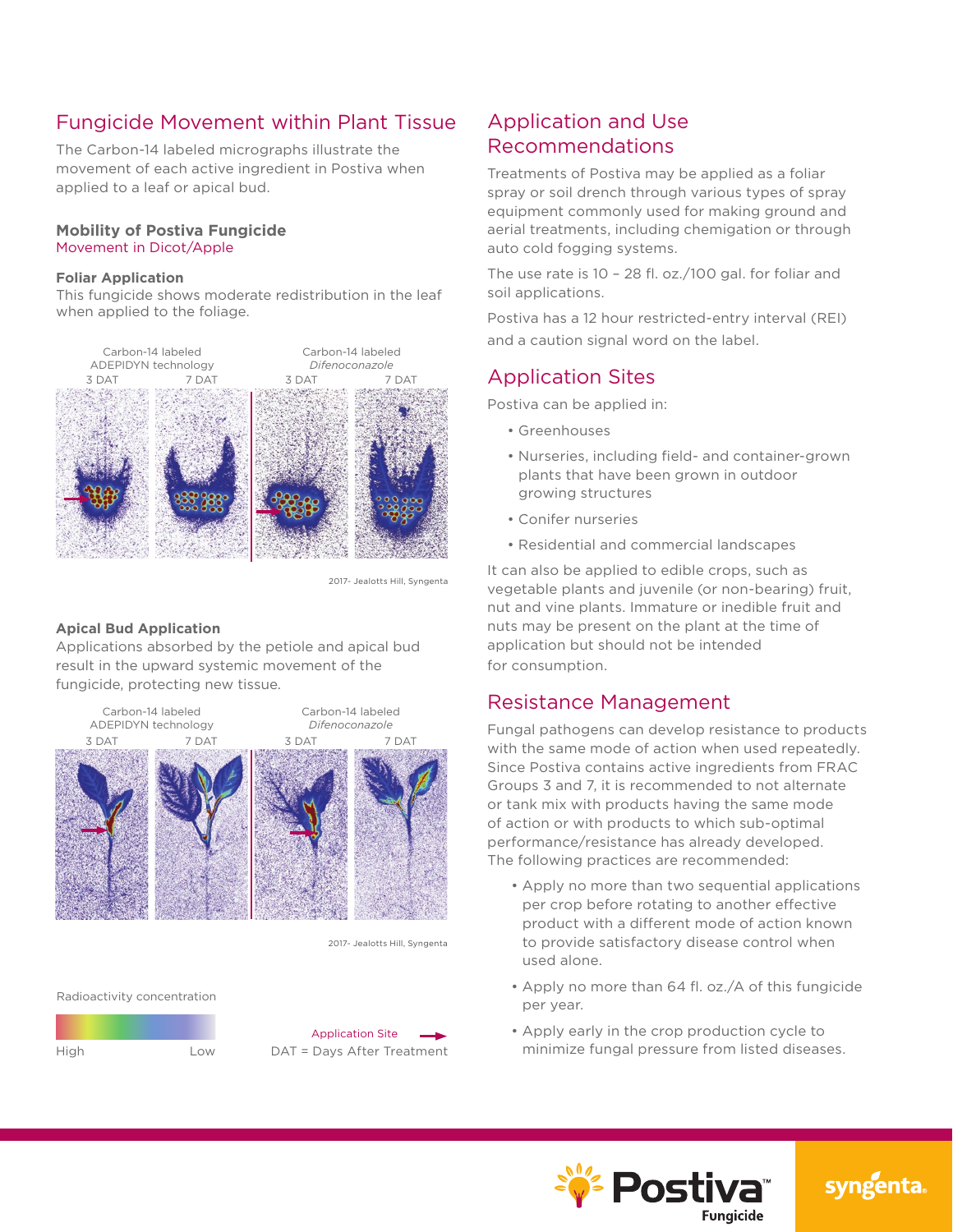## Fungicide Movement within Plant Tissue

The Carbon-14 labeled micrographs illustrate the movement of each active ingredient in Postiva when applied to a leaf or apical bud.

### Mobility of Postiva Fungicide

Movement in Dicot/Apple

**Foliar Application**

This fungicide shows moderate redistribution in the leaf when applied to the foliage.

Carbon-14 labeled ADEPIDYN technology — 3 DAT, 7 DAT | Carbon-14 labeled *Difenoconazole* — 3 DAT, 7 DAT

2017- Jealotts Hill, Syngenta

**Apical Bud Application**

Applications absorbed by the petiole and apical bud result in the upward systemic movement of the fungicide, protecting new tissue.

Carbon-14 labeled ADEPIDYN technology — 3 DAT, 7 DAT | Carbon-14 labeled *Difenoconazole* — 3 DAT, 7 DAT

2017- Jealotts Hill, Syngenta

Radioactivity concentration: High – Low

Application Site →

DAT = Days After Treatment

## Application and Use Recommendations

Treatments of Postiva may be applied as a foliar spray or soil drench through various types of spray equipment commonly used for making ground and aerial treatments, including chemigation or through auto cold fogging systems.

The use rate is 10 – 28 fl. oz./100 gal. for foliar and soil applications.

Postiva has a 12 hour restricted-entry interval (REI) and a caution signal word on the label.

## Application Sites

Postiva can be applied in:

- Greenhouses
- Nurseries, including field- and container-grown plants that have been grown in outdoor growing structures
- Conifer nurseries
- Residential and commercial landscapes

It can also be applied to edible crops, such as vegetable plants and juvenile (or non-bearing) fruit, nut and vine plants. Immature or inedible fruit and nuts may be present on the plant at the time of application but should not be intended for consumption.

## Resistance Management

Fungal pathogens can develop resistance to products with the same mode of action when used repeatedly. Since Postiva contains active ingredients from FRAC Groups 3 and 7, it is recommended to not alternate or tank mix with products having the same mode of action or with products to which sub-optimal performance/resistance has already developed. The following practices are recommended:

- Apply no more than two sequential applications per crop before rotating to another effective product with a different mode of action known to provide satisfactory disease control when used alone.
- Apply no more than 64 fl. oz./A of this fungicide per year.
- Apply early in the crop production cycle to minimize fungal pressure from listed diseases.

Postiva™ Fungicide

syngenta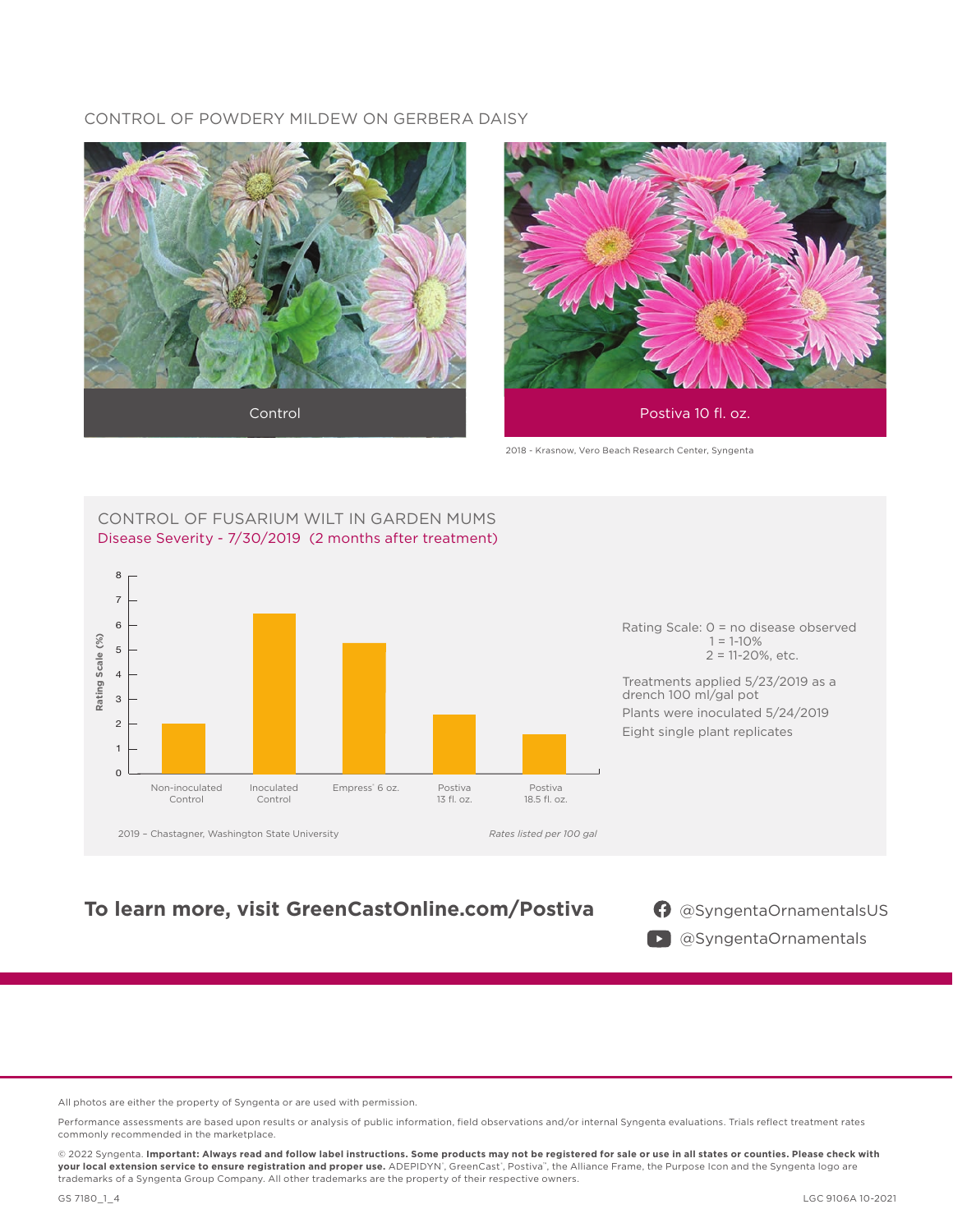## CONTROL OF POWDERY MILDEW ON GERBERA DAISY

Control

Postiva 10 fl. oz.

2018 - Krasnow, Vero Beach Research Center, Syngenta

## CONTROL OF FUSARIUM WILT IN GARDEN MUMS

Disease Severity - 7/30/2019 (2 months after treatment)

Rating Scale (%)

8
7
6
5
4
3
2
1
0

Non-inoculated Control

Inoculated Control

Empress® 6 oz.

Postiva 13 fl. oz.

Postiva 18.5 fl. oz.

2019 – Chastagner, Washington State University

*Rates listed per 100 gal*

Rating Scale: 0 = no disease observed
1 = 1-10%
2 = 11-20%, etc.

Treatments applied 5/23/2019 as a drench 100 ml/gal pot

Plants were inoculated 5/24/2019

Eight single plant replicates

**To learn more, visit GreenCastOnline.com/Postiva**

@SyngentaOrnamentalsUS

@SyngentaOrnamentals

All photos are either the property of Syngenta or are used with permission.

Performance assessments are based upon results or analysis of public information, field observations and/or internal Syngenta evaluations. Trials reflect treatment rates commonly recommended in the marketplace.

© 2022 Syngenta. **Important: Always read and follow label instructions. Some products may not be registered for sale or use in all states or counties. Please check with your local extension service to ensure registration and proper use.** ADEPIDYN®, GreenCast®, Postiva™, the Alliance Frame, the Purpose Icon and the Syngenta logo are trademarks of a Syngenta Group Company. All other trademarks are the property of their respective owners.

GS 7180_1_4

LGC 9106A 10-2021